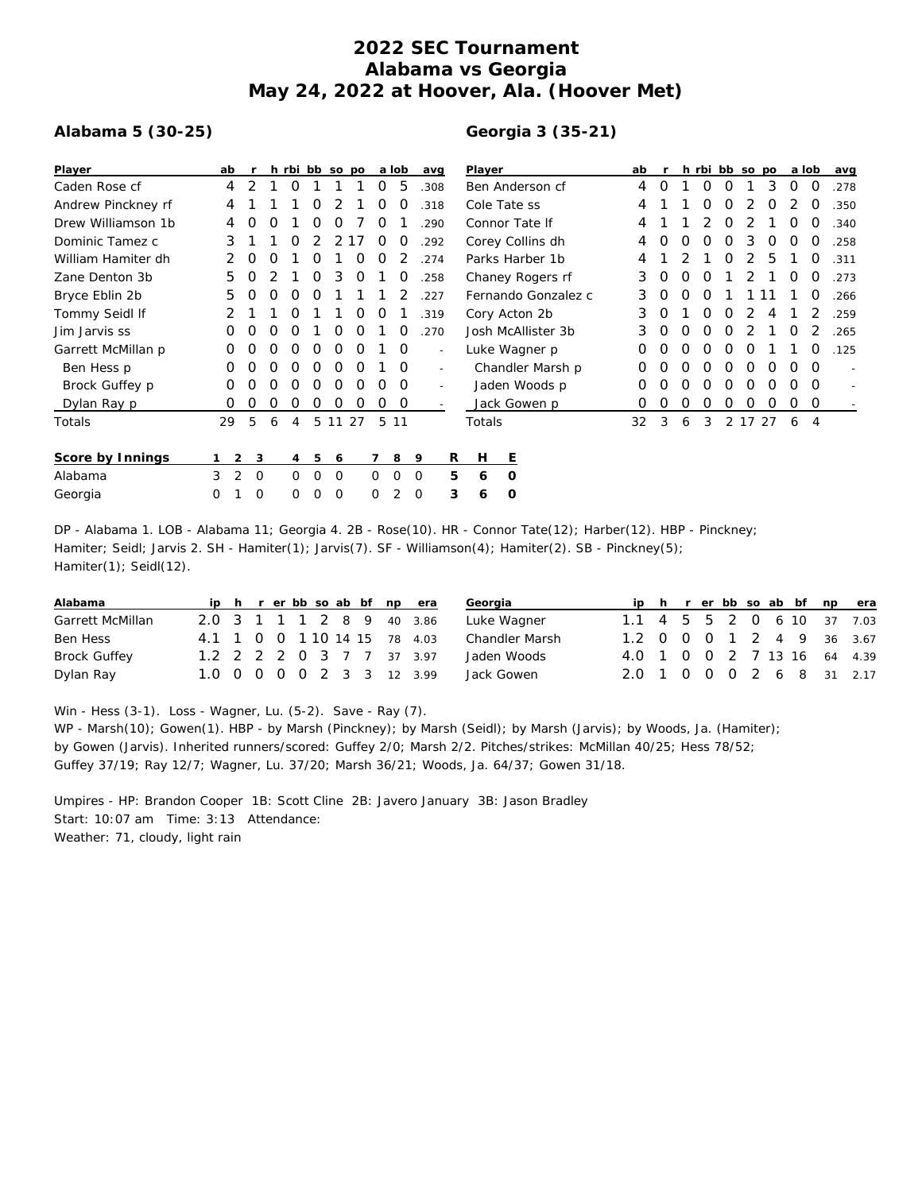# 2022 SEC Tournament
# Alabama vs Georgia
# May 24, 2022 at Hoover, Ala. (Hoover Met)

## Alabama 5 (30-25)

| Player | ab | r | h | rbi | bb | so | po | a | lob | avg |
|---|---|---|---|---|---|---|---|---|---|---|
| Caden Rose cf | 4 | 2 | 1 | 0 | 1 | 1 | 1 | 0 | 5 | .308 |
| Andrew Pinckney rf | 4 | 1 | 1 | 1 | 0 | 2 | 1 | 0 | 0 | .318 |
| Drew Williamson 1b | 4 | 0 | 0 | 1 | 0 | 0 | 7 | 0 | 1 | .290 |
| Dominic Tamez c | 3 | 1 | 1 | 0 | 2 | 2 | 17 | 0 | 0 | .292 |
| William Hamiter dh | 2 | 0 | 0 | 1 | 0 | 1 | 0 | 0 | 2 | .274 |
| Zane Denton 3b | 5 | 0 | 2 | 1 | 0 | 3 | 0 | 1 | 0 | .258 |
| Bryce Eblin 2b | 5 | 0 | 0 | 0 | 0 | 1 | 1 | 1 | 2 | .227 |
| Tommy Seidl lf | 2 | 1 | 1 | 0 | 1 | 1 | 0 | 0 | 1 | .319 |
| Jim Jarvis ss | 0 | 0 | 0 | 0 | 1 | 0 | 0 | 1 | 0 | .270 |
| Garrett McMillan p | 0 | 0 | 0 | 0 | 0 | 0 | 0 | 1 | 0 | - |
| Ben Hess p | 0 | 0 | 0 | 0 | 0 | 0 | 0 | 1 | 0 | - |
| Brock Guffey p | 0 | 0 | 0 | 0 | 0 | 0 | 0 | 0 | 0 | - |
| Dylan Ray p | 0 | 0 | 0 | 0 | 0 | 0 | 0 | 0 | 0 | - |
| Totals | 29 | 5 | 6 | 4 | 5 | 11 | 27 | 5 | 11 | |

## Georgia 3 (35-21)

| Player | ab | r | h | rbi | bb | so | po | a | lob | avg |
|---|---|---|---|---|---|---|---|---|---|---|
| Ben Anderson cf | 4 | 0 | 1 | 0 | 0 | 1 | 3 | 0 | 0 | .278 |
| Cole Tate ss | 4 | 1 | 1 | 0 | 0 | 2 | 0 | 2 | 0 | .350 |
| Connor Tate lf | 4 | 1 | 1 | 2 | 0 | 2 | 1 | 0 | 0 | .340 |
| Corey Collins dh | 4 | 0 | 0 | 0 | 0 | 3 | 0 | 0 | 0 | .258 |
| Parks Harber 1b | 4 | 1 | 2 | 1 | 0 | 2 | 5 | 1 | 0 | .311 |
| Chaney Rogers rf | 3 | 0 | 0 | 0 | 1 | 2 | 1 | 0 | 0 | .273 |
| Fernando Gonzalez c | 3 | 0 | 0 | 0 | 1 | 1 | 11 | 1 | 0 | .266 |
| Cory Acton 2b | 3 | 0 | 1 | 0 | 0 | 2 | 4 | 1 | 2 | .259 |
| Josh McAllister 3b | 3 | 0 | 0 | 0 | 0 | 2 | 1 | 0 | 2 | .265 |
| Luke Wagner p | 0 | 0 | 0 | 0 | 0 | 0 | 1 | 1 | 0 | .125 |
| Chandler Marsh p | 0 | 0 | 0 | 0 | 0 | 0 | 0 | 0 | 0 | - |
| Jaden Woods p | 0 | 0 | 0 | 0 | 0 | 0 | 0 | 0 | 0 | - |
| Jack Gowen p | 0 | 0 | 0 | 0 | 0 | 0 | 0 | 0 | 0 | - |
| Totals | 32 | 3 | 6 | 3 | 2 | 17 | 27 | 6 | 4 | |

| Score by Innings | 1 | 2 | 3 | 4 | 5 | 6 | 7 | 8 | 9 | R | H | E |
|---|---|---|---|---|---|---|---|---|---|---|---|---|
| Alabama | 3 | 2 | 0 | 0 | 0 | 0 | 0 | 0 | 0 | 5 | 6 | 0 |
| Georgia | 0 | 1 | 0 | 0 | 0 | 0 | 0 | 2 | 0 | 3 | 6 | 0 |

DP - Alabama 1. LOB - Alabama 11; Georgia 4. 2B - Rose(10). HR - Connor Tate(12); Harber(12). HBP - Pinckney; Hamiter; Seidl; Jarvis 2. SH - Hamiter(1); Jarvis(7). SF - Williamson(4); Hamiter(2). SB - Pinckney(5); Hamiter(1); Seidl(12).

| Alabama | ip | h | r | er | bb | so | ab | bf | np | era |
|---|---|---|---|---|---|---|---|---|---|---|
| Garrett McMillan | 2.0 | 3 | 1 | 1 | 1 | 2 | 8 | 9 | 40 | 3.86 |
| Ben Hess | 4.1 | 1 | 0 | 0 | 1 | 10 | 14 | 15 | 78 | 4.03 |
| Brock Guffey | 1.2 | 2 | 2 | 2 | 0 | 3 | 7 | 7 | 37 | 3.97 |
| Dylan Ray | 1.0 | 0 | 0 | 0 | 0 | 2 | 3 | 3 | 12 | 3.99 |

| Georgia | ip | h | r | er | bb | so | ab | bf | np | era |
|---|---|---|---|---|---|---|---|---|---|---|
| Luke Wagner | 1.1 | 4 | 5 | 5 | 2 | 0 | 6 | 10 | 37 | 7.03 |
| Chandler Marsh | 1.2 | 0 | 0 | 0 | 1 | 2 | 4 | 9 | 36 | 3.67 |
| Jaden Woods | 4.0 | 1 | 0 | 0 | 2 | 7 | 13 | 16 | 64 | 4.39 |
| Jack Gowen | 2.0 | 1 | 0 | 0 | 0 | 2 | 6 | 8 | 31 | 2.17 |

Win - Hess (3-1). Loss - Wagner, Lu. (5-2). Save - Ray (7).
WP - Marsh(10); Gowen(1). HBP - by Marsh (Pinckney); by Marsh (Seidl); by Marsh (Jarvis); by Woods, Ja. (Hamiter); by Gowen (Jarvis). Inherited runners/scored: Guffey 2/0; Marsh 2/2. Pitches/strikes: McMillan 40/25; Hess 78/52; Guffey 37/19; Ray 12/7; Wagner, Lu. 37/20; Marsh 36/21; Woods, Ja. 64/37; Gowen 31/18.

Umpires - HP: Brandon Cooper 1B: Scott Cline 2B: Javero January 3B: Jason Bradley
Start: 10:07 am Time: 3:13 Attendance:
Weather: 71, cloudy, light rain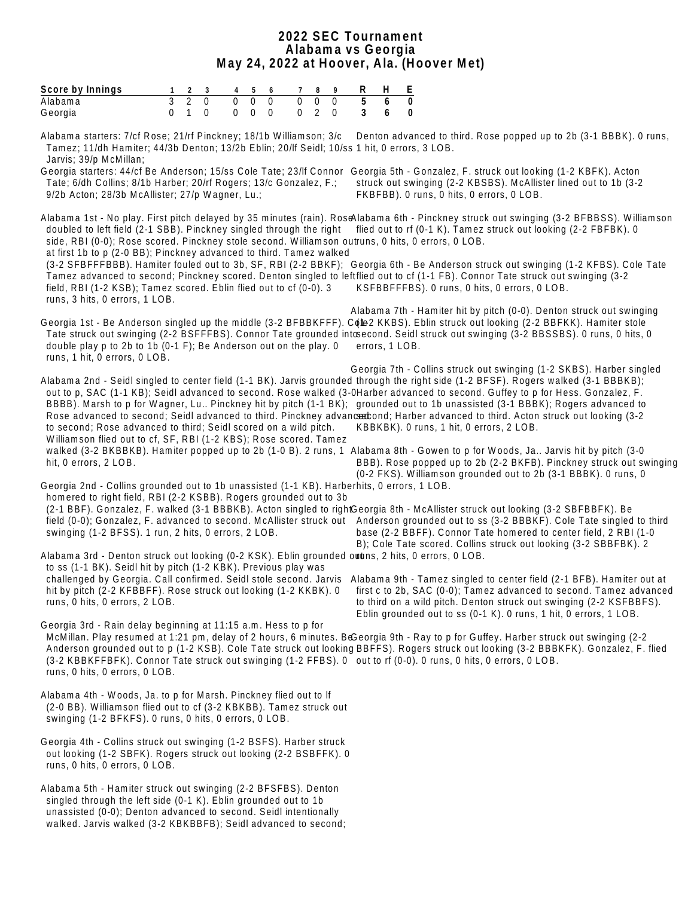# 2022 SEC Tournament
## Alabama vs Georgia
### May 24, 2022 at Hoover, Ala. (Hoover Met)

| Score by Innings | 1 | 2 | 3 | 4 | 5 | 6 | 7 | 8 | 9 | R | H | E |
|---|---|---|---|---|---|---|---|---|---|---|---|---|
| Alabama | 3 | 2 | 0 | 0 | 0 | 0 | 0 | 0 | 0 | 5 | 6 | 0 |
| Georgia | 0 | 1 | 0 | 0 | 0 | 0 | 0 | 2 | 0 | 3 | 6 | 0 |

Alabama starters: 7/cf Rose; 21/rf Pinckney; 18/1b Williamson; 3/c Tamez; 11/dh Hamiter; 44/3b Denton; 13/2b Eblin; 20/lf Seidl; 10/ss Jarvis; 39/p McMillan;

Georgia starters: 44/cf Be Anderson; 15/ss Cole Tate; 23/lf Connor Tate; 6/dh Collins; 8/1b Harber; 20/rf Rogers; 13/c Gonzalez, F.; 9/2b Acton; 28/3b McAllister; 27/p Wagner, Lu.;

Alabama 1st - No play. First pitch delayed by 35 minutes (rain). Rose doubled to left field (2-1 SBB). Pinckney singled through the right side, RBI (0-0); Rose scored. Pinckney stole second. Williamson out at first 1b to p (2-0 BB); Pinckney advanced to third. Tamez walked (3-2 SFBFFFBBB). Hamiter fouled out to 3b, SF, RBI (2-2 BBKF); Tamez advanced to second; Pinckney scored. Denton singled to left field, RBI (1-2 KSB); Tamez scored. Eblin flied out to cf (0-0). 3 runs, 3 hits, 0 errors, 1 LOB.

Georgia 1st - Be Anderson singled up the middle (3-2 BFBBKFFF). Cole Tate struck out swinging (2-2 BSFFFBS). Connor Tate grounded into double play p to 2b to 1b (0-1 F); Be Anderson out on the play. 0 runs, 1 hit, 0 errors, 0 LOB.

Alabama 2nd - Seidl singled to center field (1-1 BK). Jarvis grounded out to p, SAC (1-1 KB); Seidl advanced to second. Rose walked (3-0 BBBB). Marsh to p for Wagner, Lu.. Pinckney hit by pitch (1-1 BK); Rose advanced to second; Seidl advanced to third. Pinckney advanced to second; Rose advanced to third; Seidl scored on a wild pitch. Williamson flied out to cf, SF, RBI (1-2 KBS); Rose scored. Tamez walked (3-2 BKBBKB). Hamiter popped up to 2b (1-0 B). 2 runs, 1 hit, 0 errors, 2 LOB.

Georgia 2nd - Collins grounded out to 1b unassisted (1-1 KB). Harber homered to right field, RBI (2-2 KSBB). Rogers grounded out to 3b (2-1 BBF). Gonzalez, F. walked (3-1 BBBKB). Acton singled to right field (0-0); Gonzalez, F. advanced to second. McAllister struck out swinging (1-2 BFSS). 1 run, 2 hits, 0 errors, 2 LOB.

Alabama 3rd - Denton struck out looking (0-2 KSK). Eblin grounded out to ss (1-1 BK). Seidl hit by pitch (1-2 KBK). Previous play was challenged by Georgia. Call confirmed. Seidl stole second. Jarvis hit by pitch (2-2 KFBBFF). Rose struck out looking (1-2 KKBK). 0 runs, 0 hits, 0 errors, 2 LOB.

Georgia 3rd - Rain delay beginning at 11:15 a.m. Hess to p for McMillan. Play resumed at 1:21 pm, delay of 2 hours, 6 minutes. Be Anderson grounded out to p (1-2 KSB). Cole Tate struck out looking (3-2 KBBKFFBFK). Connor Tate struck out swinging (1-2 FFBS). 0 runs, 0 hits, 0 errors, 0 LOB.

Alabama 4th - Woods, Ja. to p for Marsh. Pinckney flied out to lf (2-0 BB). Williamson flied out to cf (3-2 KBKBB). Tamez struck out swinging (1-2 BFKFS). 0 runs, 0 hits, 0 errors, 0 LOB.

Georgia 4th - Collins struck out swinging (1-2 BSFS). Harber struck out looking (1-2 SBFK). Rogers struck out looking (2-2 BSBFFK). 0 runs, 0 hits, 0 errors, 0 LOB.

Alabama 5th - Hamiter struck out swinging (2-2 BFSFBS). Denton singled through the left side (0-1 K). Eblin grounded out to 1b unassisted (0-0); Denton advanced to second. Seidl intentionally walked. Jarvis walked (3-2 KBKBBFB); Seidl advanced to second; Denton advanced to third. Rose popped up to 2b (3-1 BBBK). 0 runs, 1 hit, 0 errors, 3 LOB.

Georgia 5th - Gonzalez, F. struck out looking (1-2 KBFK). Acton struck out swinging (2-2 KSBSBS). McAllister lined out to 1b (3-2 FKBFBB). 0 runs, 0 hits, 0 errors, 0 LOB.

Alabama 6th - Pinckney struck out swinging (3-2 BFBBSS). Williamson flied out to rf (0-1 K). Tamez struck out looking (2-2 FBFBK). 0 runs, 0 hits, 0 errors, 0 LOB.

Georgia 6th - Be Anderson struck out swinging (1-2 KFBS). Cole Tate flied out to cf (1-1 FB). Connor Tate struck out swinging (3-2 KSFBBFFFS). 0 runs, 0 hits, 0 errors, 0 LOB.

Alabama 7th - Hamiter hit by pitch (0-0). Denton struck out swinging (1-2 KKBS). Eblin struck out looking (2-2 BBFKK). Hamiter stole second. Seidl struck out swinging (3-2 BBSSBS). 0 runs, 0 hits, 0 errors, 1 LOB.

Georgia 7th - Collins struck out swinging (1-2 SKBS). Harber singled through the right side (1-2 BFSF). Rogers walked (3-1 BBBKB); Harber advanced to second. Guffey to p for Hess. Gonzalez, F. grounded out to 1b unassisted (3-1 BBBK); Rogers advanced to second; Harber advanced to third. Acton struck out looking (3-2 KBBKBK). 0 runs, 1 hit, 0 errors, 2 LOB.

Alabama 8th - Gowen to p for Woods, Ja.. Jarvis hit by pitch (3-0 BBB). Rose popped up to 2b (2-2 BKFB). Pinckney struck out swinging (0-2 FKS). Williamson grounded out to 2b (3-1 BBBK). 0 runs, 0 hits, 0 errors, 1 LOB.

Georgia 8th - McAllister struck out looking (3-2 SBFBBFK). Be Anderson grounded out to ss (3-2 BBBKF). Cole Tate singled to third base (2-2 BBFF). Connor Tate homered to center field, 2 RBI (1-0 B); Cole Tate scored. Collins struck out looking (3-2 SBBFBK). 2 runs, 2 hits, 0 errors, 0 LOB.

Alabama 9th - Tamez singled to center field (2-1 BFB). Hamiter out at first c to 2b, SAC (0-0); Tamez advanced to second. Tamez advanced to third on a wild pitch. Denton struck out swinging (2-2 KSFBBFS). Eblin grounded out to ss (0-1 K). 0 runs, 1 hit, 0 errors, 1 LOB.

Georgia 9th - Ray to p for Guffey. Harber struck out swinging (2-2 BBFFS). Rogers struck out looking (3-2 BBBKFK). Gonzalez, F. flied out to rf (0-0). 0 runs, 0 hits, 0 errors, 0 LOB.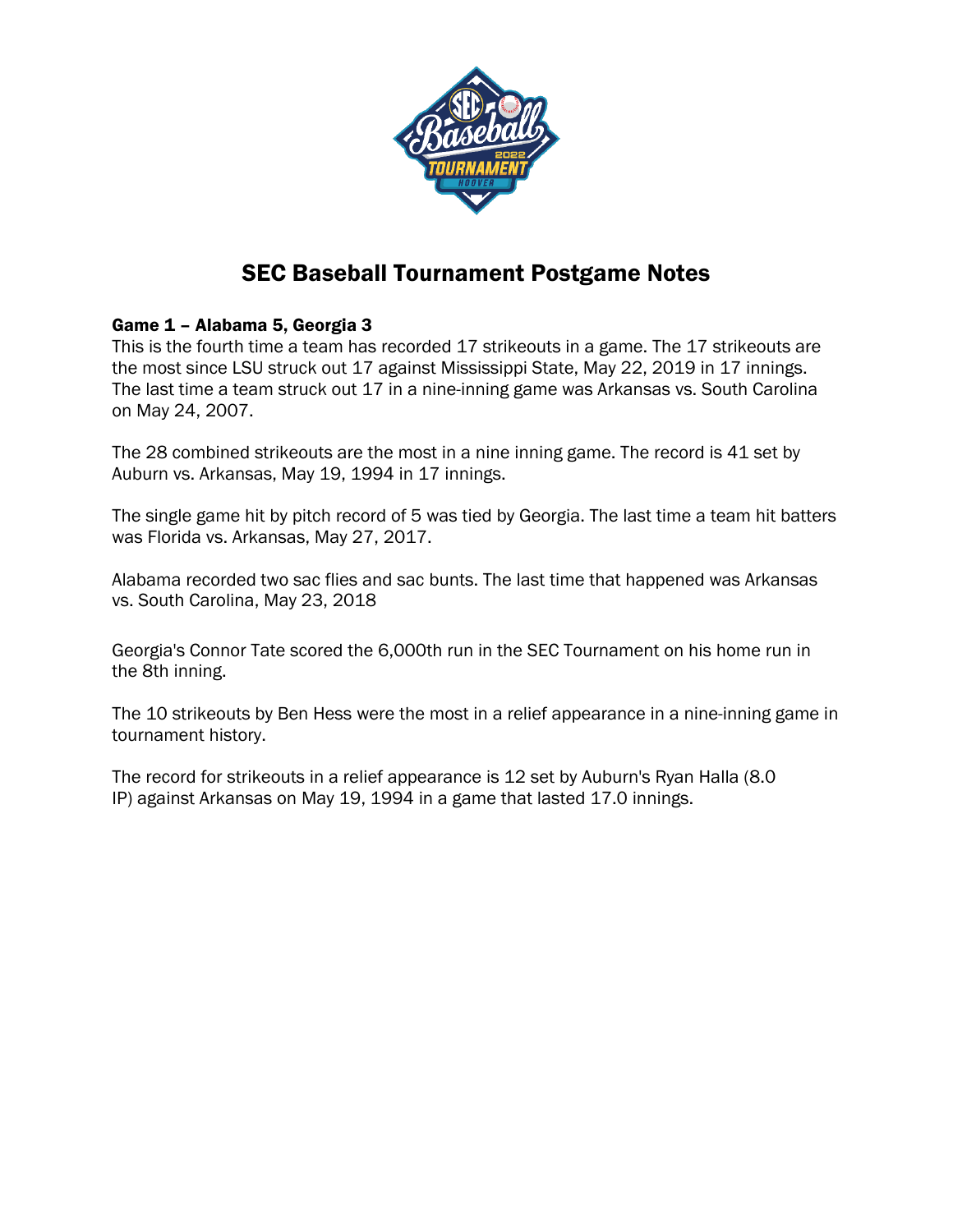## SEC Baseball Tournament Postgame Notes

**Game 1 – Alabama 5, Georgia 3**

This is the fourth time a team has recorded 17 strikeouts in a game. The 17 strikeouts are the most since LSU struck out 17 against Mississippi State, May 22, 2019 in 17 innings. The last time a team struck out 17 in a nine-inning game was Arkansas vs. South Carolina on May 24, 2007.

The 28 combined strikeouts are the most in a nine inning game. The record is 41 set by Auburn vs. Arkansas, May 19, 1994 in 17 innings.

The single game hit by pitch record of 5 was tied by Georgia. The last time a team hit batters was Florida vs. Arkansas, May 27, 2017.

Alabama recorded two sac flies and sac bunts. The last time that happened was Arkansas vs. South Carolina, May 23, 2018

Georgia's Connor Tate scored the 6,000th run in the SEC Tournament on his home run in the 8th inning.

The 10 strikeouts by Ben Hess were the most in a relief appearance in a nine-inning game in tournament history.

The record for strikeouts in a relief appearance is 12 set by Auburn's Ryan Halla (8.0 IP) against Arkansas on May 19, 1994 in a game that lasted 17.0 innings.